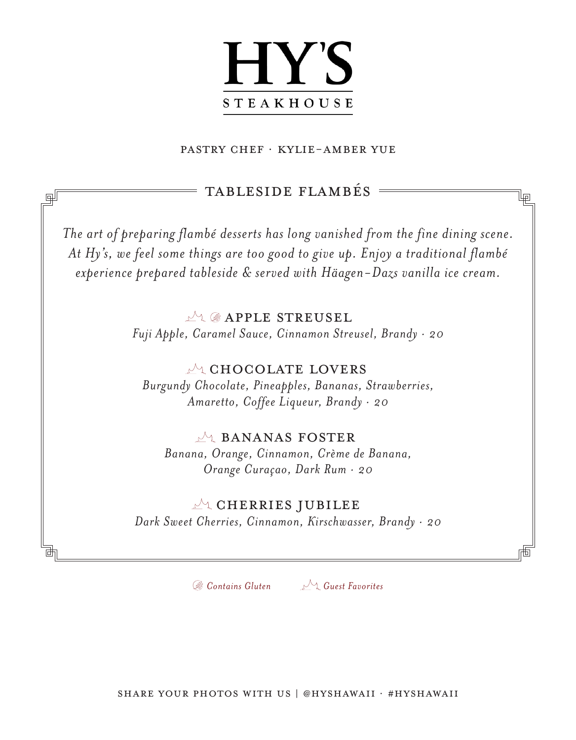# HY'S STEAKHOUSE

PASTRY CHEF · KYLIE-AMBER YUE

## TABLESIDE FLAMBÉS

*The art of preparing flambé desserts has long vanished from the fine dining scene. At Hy's, we feel some things are too good to give up. Enjoy a traditional flambé experience prepared tableside & served with Häagen-Dazs vanilla ice cream.*

### APPLE STREUSEL

*Fuji Apple, Caramel Sauce, Cinnamon Streusel, Brandy · 20*

### CHOCOLATE LOVERS

*Burgundy Chocolate, Pineapples, Bananas, Strawberries, Amaretto, Coffee Liqueur, Brandy · 20*

### BANANAS FOSTER

*Banana, Orange, Cinnamon, Crème de Banana, Orange Curaçao, Dark Rum · 20*

### CHERRIES JUBILEE

*Dark Sweet Cherries, Cinnamon, Kirschwasser, Brandy · 20*

*Contains Gluten* *Guest Favorites*

SHARE YOUR PHOTOS WITH US | @HYSHAWAII · #HYSHAWAII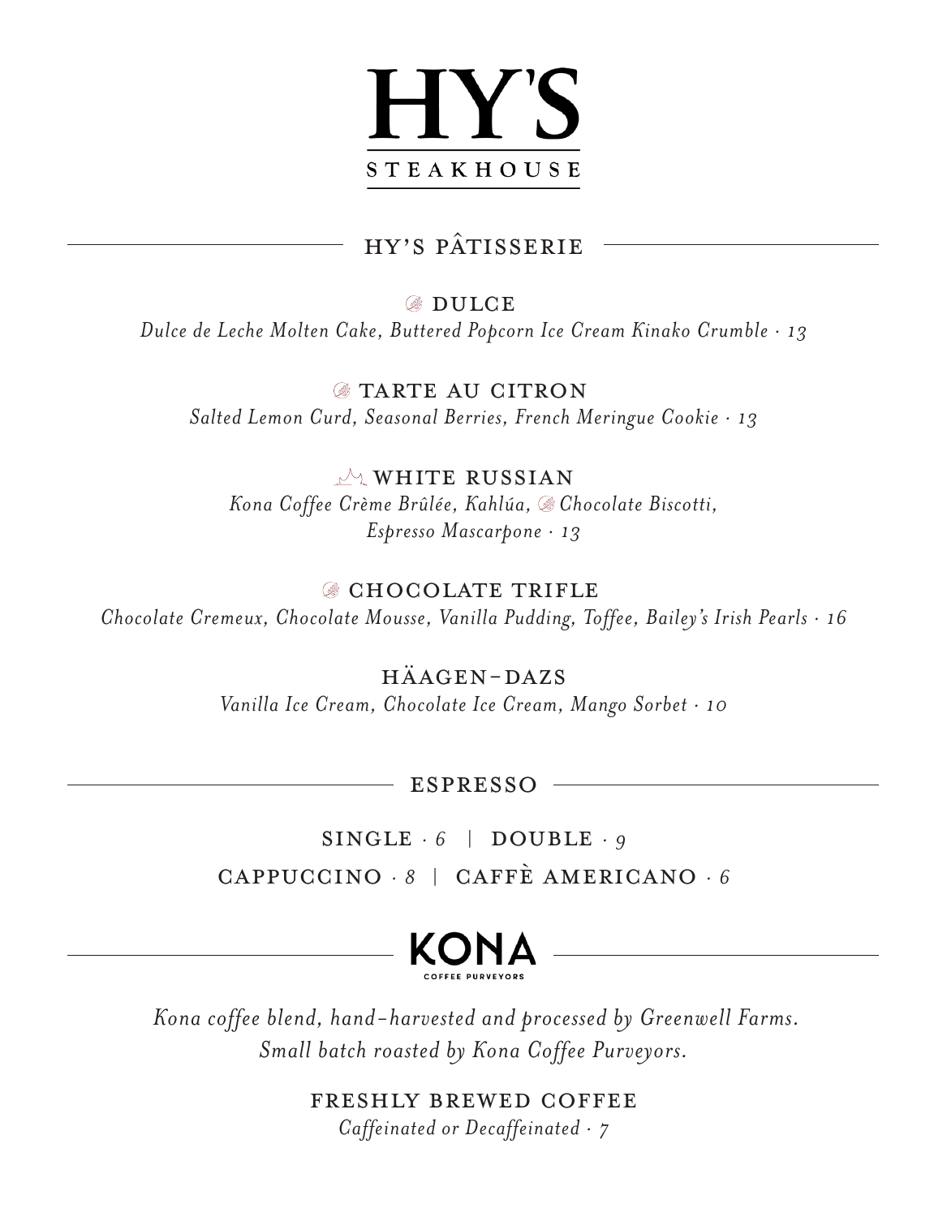# HY'S STEAKHOUSE

## HY'S PÂTISSERIE

### DULCE

*Dulce de Leche Molten Cake, Buttered Popcorn Ice Cream Kinako Crumble · 13*

### TARTE AU CITRON

*Salted Lemon Curd, Seasonal Berries, French Meringue Cookie · 13*

### WHITE RUSSIAN

*Kona Coffee Crème Brûlée, Kahlúa, Chocolate Biscotti, Espresso Mascarpone · 13*

### CHOCOLATE TRIFLE

*Chocolate Cremeux, Chocolate Mousse, Vanilla Pudding, Toffee, Bailey's Irish Pearls · 16*

### HÄAGEN-DAZS

*Vanilla Ice Cream, Chocolate Ice Cream, Mango Sorbet · 10*

## ESPRESSO

SINGLE · *6* | DOUBLE · *9*

CAPPUCCINO · *8* | CAFFÈ AMERICANO · *6*

## KONA COFFEE PURVEYORS

*Kona coffee blend, hand-harvested and processed by Greenwell Farms. Small batch roasted by Kona Coffee Purveyors.*

### FRESHLY BREWED COFFEE

*Caffeinated or Decaffeinated · 7*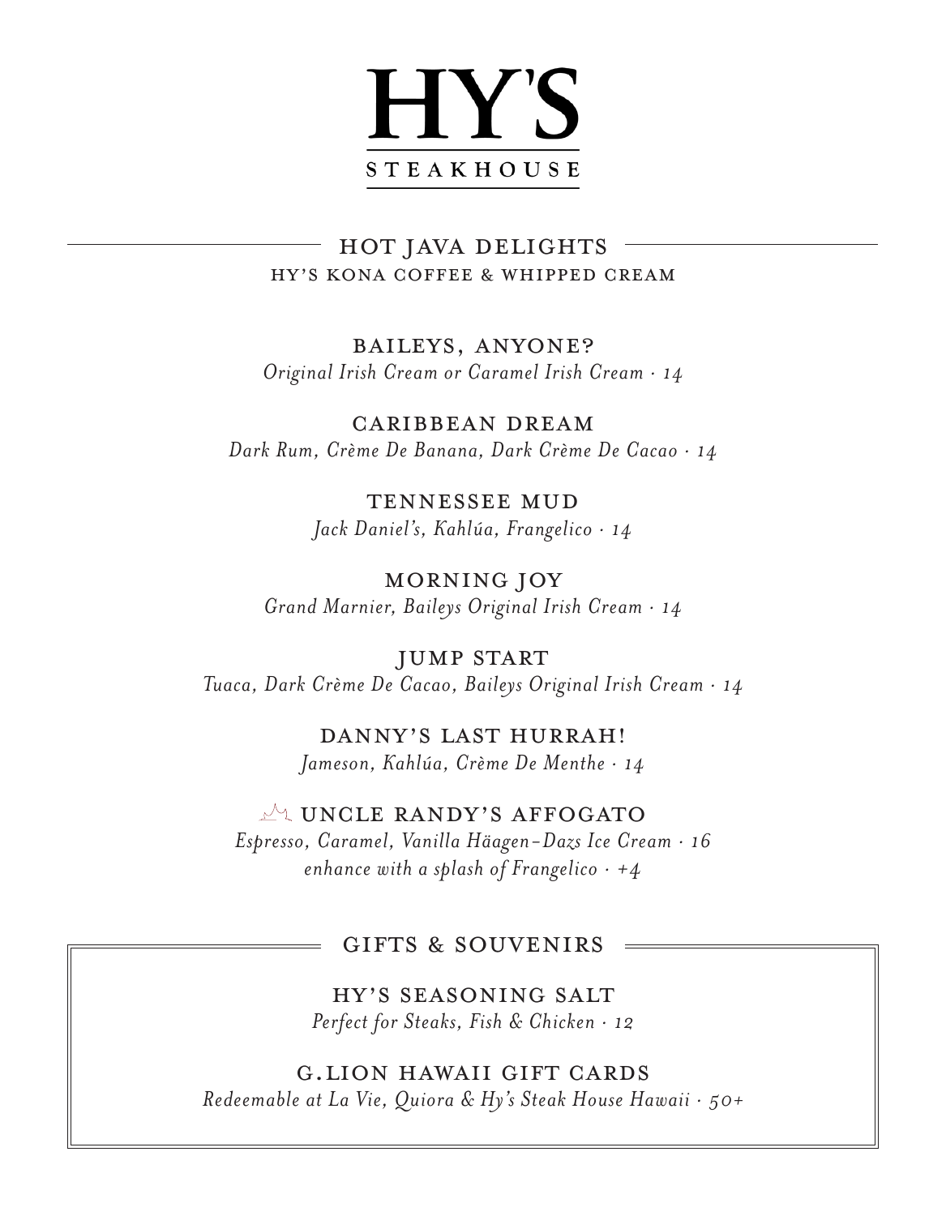# HY'S
## STEAKHOUSE

## HOT JAVA DELIGHTS
### HY'S KONA COFFEE & WHIPPED CREAM

**BAILEYS, ANYONE?**
*Original Irish Cream or Caramel Irish Cream · 14*

**CARIBBEAN DREAM**
*Dark Rum, Crème De Banana, Dark Crème De Cacao · 14*

**TENNESSEE MUD**
*Jack Daniel's, Kahlúa, Frangelico · 14*

**MORNING JOY**
*Grand Marnier, Baileys Original Irish Cream · 14*

**JUMP START**
*Tuaca, Dark Crème De Cacao, Baileys Original Irish Cream · 14*

**DANNY'S LAST HURRAH!**
*Jameson, Kahlúa, Crème De Menthe · 14*

**UNCLE RANDY'S AFFOGATO**
*Espresso, Caramel, Vanilla Häagen-Dazs Ice Cream · 16*
*enhance with a splash of Frangelico · +4*

## GIFTS & SOUVENIRS

**HY'S SEASONING SALT**
*Perfect for Steaks, Fish & Chicken · 12*

**G.LION HAWAII GIFT CARDS**
*Redeemable at La Vie, Quiora & Hy's Steak House Hawaii · 50+*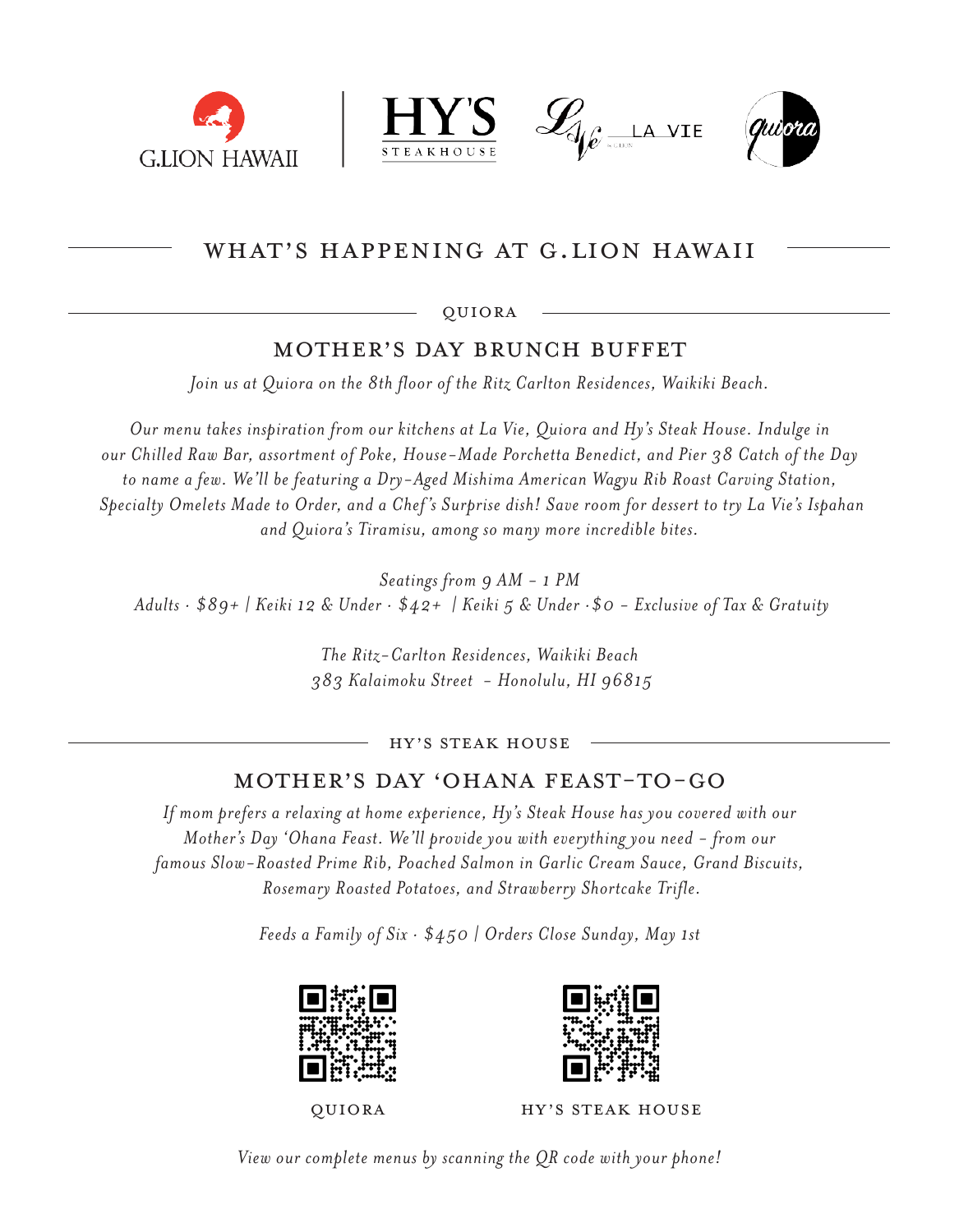G.LION HAWAII | HY'S STEAKHOUSE | LA VIE | Quiora

# WHAT'S HAPPENING AT G.LION HAWAII

## QUIORA

### MOTHER'S DAY BRUNCH BUFFET

*Join us at Quiora on the 8th floor of the Ritz Carlton Residences, Waikiki Beach.*

*Our menu takes inspiration from our kitchens at La Vie, Quiora and Hy's Steak House. Indulge in our Chilled Raw Bar, assortment of Poke, House-Made Porchetta Benedict, and Pier 38 Catch of the Day to name a few. We'll be featuring a Dry-Aged Mishima American Wagyu Rib Roast Carving Station, Specialty Omelets Made to Order, and a Chef's Surprise dish! Save room for dessert to try La Vie's Ispahan and Quiora's Tiramisu, among so many more incredible bites.*

*Seatings from 9 AM - 1 PM*
*Adults · $89+ | Keiki 12 & Under · $42+ | Keiki 5 & Under · $0 - Exclusive of Tax & Gratuity*

*The Ritz-Carlton Residences, Waikiki Beach*
*383 Kalaimoku Street - Honolulu, HI 96815*

## HY'S STEAK HOUSE

### MOTHER'S DAY 'OHANA FEAST-TO-GO

*If mom prefers a relaxing at home experience, Hy's Steak House has you covered with our Mother's Day 'Ohana Feast. We'll provide you with everything you need - from our famous Slow-Roasted Prime Rib, Poached Salmon in Garlic Cream Sauce, Grand Biscuits, Rosemary Roasted Potatoes, and Strawberry Shortcake Trifle.*

*Feeds a Family of Six · $450 | Orders Close Sunday, May 1st*

QUIORA | HY'S STEAK HOUSE

*View our complete menus by scanning the QR code with your phone!*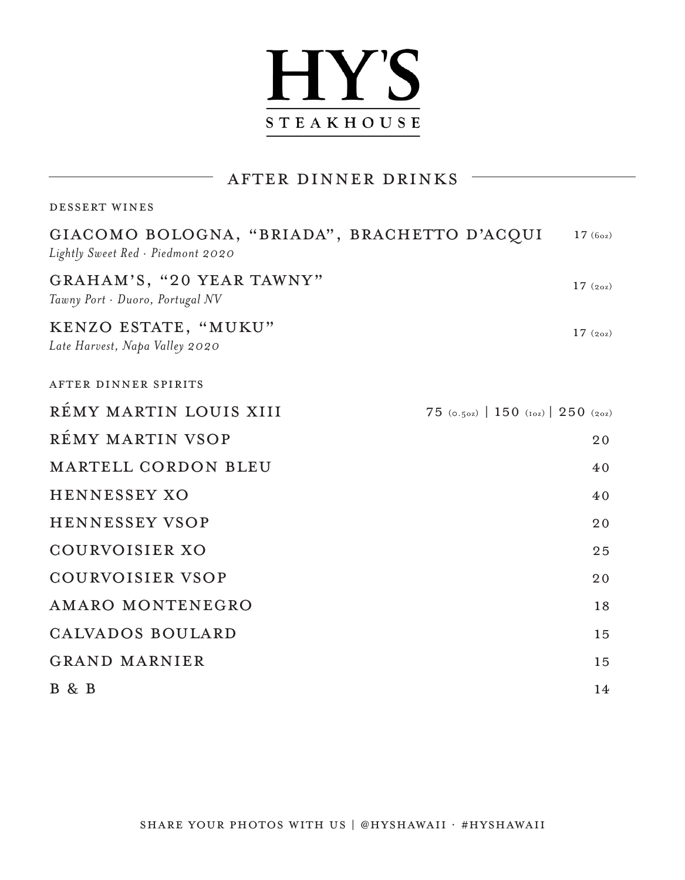# HY'S STEAKHOUSE

## AFTER DINNER DRINKS

### DESSERT WINES

**GIACOMO BOLOGNA, "BRIADA", BRACHETTO D'ACQUI** — 17 (6oz)
*Lightly Sweet Red · Piedmont 2020*

**GRAHAM'S, "20 YEAR TAWNY"** — 17 (2oz)
*Tawny Port · Duoro, Portugal NV*

**KENZO ESTATE, "MUKU"** — 17 (2oz)
*Late Harvest, Napa Valley 2020*

### AFTER DINNER SPIRITS

| | |
|---|---|
| RÉMY MARTIN LOUIS XIII | 75 (0.5oz) \| 150 (1oz) \| 250 (2oz) |
| RÉMY MARTIN VSOP | 20 |
| MARTELL CORDON BLEU | 40 |
| HENNESSEY XO | 40 |
| HENNESSEY VSOP | 20 |
| COURVOISIER XO | 25 |
| COURVOISIER VSOP | 20 |
| AMARO MONTENEGRO | 18 |
| CALVADOS BOULARD | 15 |
| GRAND MARNIER | 15 |
| B & B | 14 |

SHARE YOUR PHOTOS WITH US | @HYSHAWAII · #HYSHAWAII